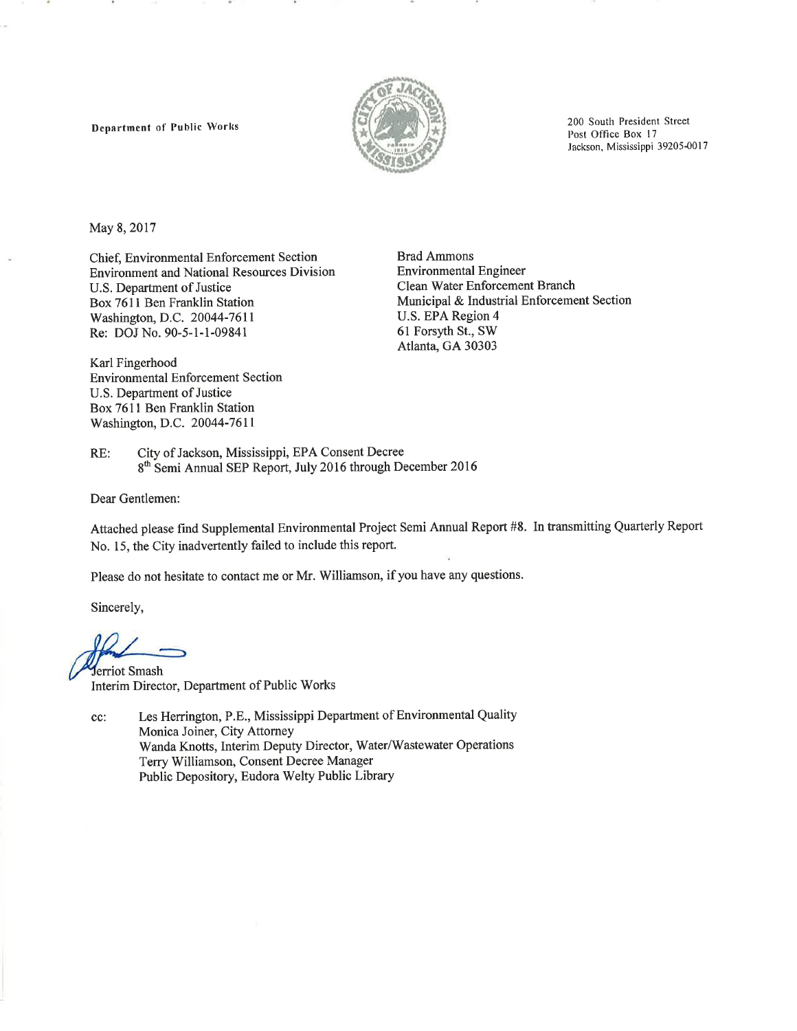Department of Public Works

200 South President Street
Post Office Box 17
Jackson, Mississippi 39205-0017

May 8, 2017

Chief, Environmental Enforcement Section
Environment and National Resources Division
U.S. Department of Justice
Box 7611 Ben Franklin Station
Washington, D.C. 20044-7611
Re: DOJ No. 90-5-1-1-09841

Brad Ammons
Environmental Engineer
Clean Water Enforcement Branch
Municipal & Industrial Enforcement Section
U.S. EPA Region 4
61 Forsyth St., SW
Atlanta, GA 30303

Karl Fingerhood
Environmental Enforcement Section
U.S. Department of Justice
Box 7611 Ben Franklin Station
Washington, D.C. 20044-7611

RE: City of Jackson, Mississippi, EPA Consent Decree
8th Semi Annual SEP Report, July 2016 through December 2016

Dear Gentlemen:

Attached please find Supplemental Environmental Project Semi Annual Report #8. In transmitting Quarterly Report No. 15, the City inadvertently failed to include this report.

Please do not hesitate to contact me or Mr. Williamson, if you have any questions.

Sincerely,

Jerriot Smash
Interim Director, Department of Public Works

cc: Les Herrington, P.E., Mississippi Department of Environmental Quality
Monica Joiner, City Attorney
Wanda Knotts, Interim Deputy Director, Water/Wastewater Operations
Terry Williamson, Consent Decree Manager
Public Depository, Eudora Welty Public Library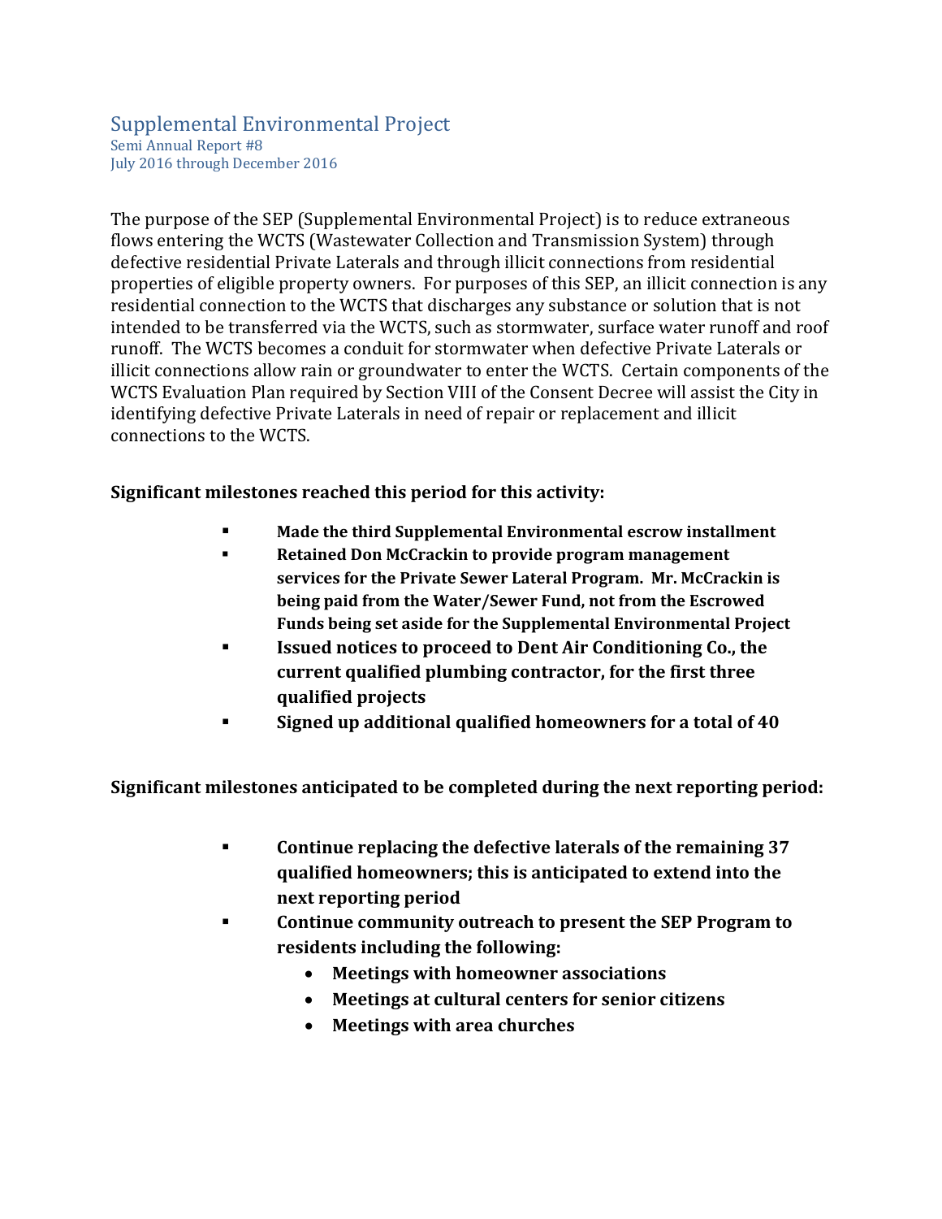# Supplemental Environmental Project

Semi Annual Report #8
July 2016 through December 2016

The purpose of the SEP (Supplemental Environmental Project) is to reduce extraneous flows entering the WCTS (Wastewater Collection and Transmission System) through defective residential Private Laterals and through illicit connections from residential properties of eligible property owners. For purposes of this SEP, an illicit connection is any residential connection to the WCTS that discharges any substance or solution that is not intended to be transferred via the WCTS, such as stormwater, surface water runoff and roof runoff. The WCTS becomes a conduit for stormwater when defective Private Laterals or illicit connections allow rain or groundwater to enter the WCTS. Certain components of the WCTS Evaluation Plan required by Section VIII of the Consent Decree will assist the City in identifying defective Private Laterals in need of repair or replacement and illicit connections to the WCTS.

**Significant milestones reached this period for this activity:**

- **Made the third Supplemental Environmental escrow installment**
- **Retained Don McCrackin to provide program management services for the Private Sewer Lateral Program. Mr. McCrackin is being paid from the Water/Sewer Fund, not from the Escrowed Funds being set aside for the Supplemental Environmental Project**
- **Issued notices to proceed to Dent Air Conditioning Co., the current qualified plumbing contractor, for the first three qualified projects**
- **Signed up additional qualified homeowners for a total of 40**

**Significant milestones anticipated to be completed during the next reporting period:**

- **Continue replacing the defective laterals of the remaining 37 qualified homeowners; this is anticipated to extend into the next reporting period**
- **Continue community outreach to present the SEP Program to residents including the following:**
  - **Meetings with homeowner associations**
  - **Meetings at cultural centers for senior citizens**
  - **Meetings with area churches**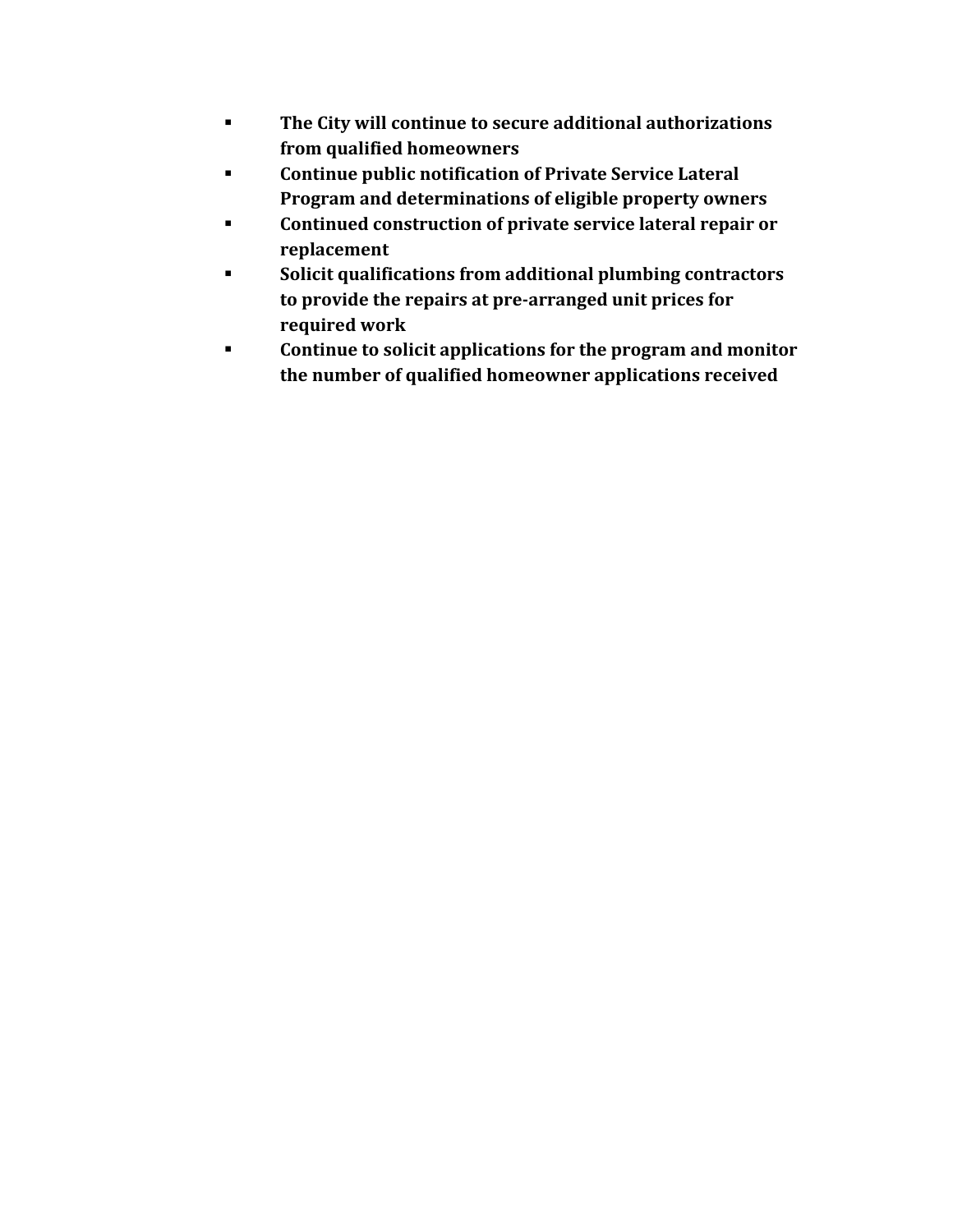- **The City will continue to secure additional authorizations from qualified homeowners**
- **Continue public notification of Private Service Lateral Program and determinations of eligible property owners**
- **Continued construction of private service lateral repair or replacement**
- **Solicit qualifications from additional plumbing contractors to provide the repairs at pre-arranged unit prices for required work**
- **Continue to solicit applications for the program and monitor the number of qualified homeowner applications received**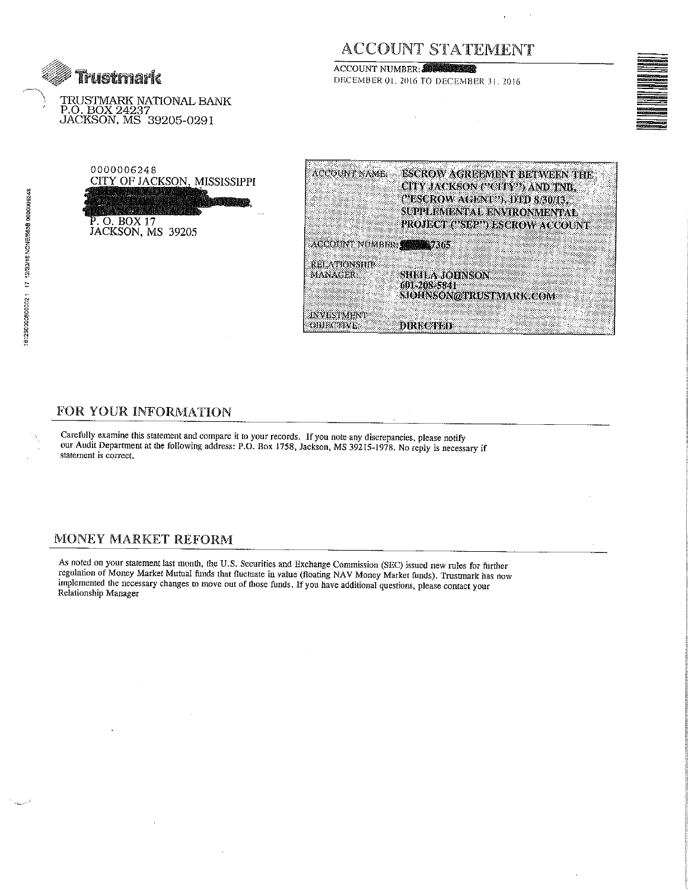Trustmark

TRUSTMARK NATIONAL BANK
P.O. BOX 24237
JACKSON, MS 39205-0291

# ACCOUNT STATEMENT

ACCOUNT NUMBER:
DECEMBER 01, 2016 TO DECEMBER 31, 2016

0000006248
CITY OF JACKSON, MISSISSIPPI

P. O. BOX 17
JACKSON, MS 39205

| | |
|---|---|
| ACCOUNT NAME: | ESCROW AGREEMENT BETWEEN THE CITY JACKSON ("CITY") AND TNB, ("ESCROW AGENT"), DTD 8/30/13, SUPPLEMENTAL ENVIRONMENTAL PROJECT ("SEP") ESCROW ACCOUNT |
| ACCOUNT NUMBER: | 7365 |
| RELATIONSHIP MANAGER: | SHEILA JOHNSON<br>601-208-5841<br>SJOHNSON@TRUSTMARK.COM |
| INVESTMENT OBJECTIVE: | DIRECTED |

## FOR YOUR INFORMATION

Carefully examine this statement and compare it to your records. If you note any discrepancies, please notify our Audit Department at the following address: P.O. Box 1758, Jackson, MS 39215-1978. No reply is necessary if statement is correct.

## MONEY MARKET REFORM

As noted on your statement last month, the U.S. Securities and Exchange Commission (SEC) issued new rules for further regulation of Money Market Mutual funds that fluctuate in value (floating NAV Money Market funds). Trustmark has now implemented the necessary changes to move out of those funds. If you have additional questions, please contact your Relationship Manager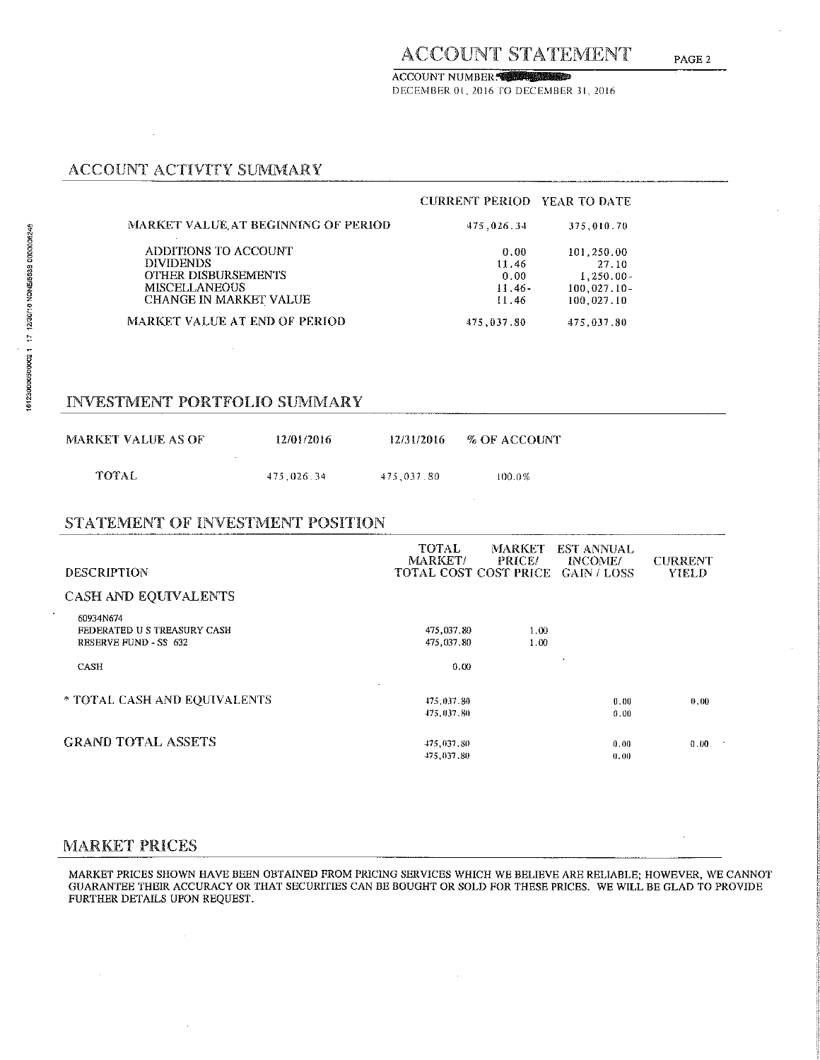# ACCOUNT STATEMENT

ACCOUNT NUMBER
DECEMBER 01, 2016 TO DECEMBER 31, 2016

## ACCOUNT ACTIVITY SUMMARY

| | CURRENT PERIOD | YEAR TO DATE |
|---|---|---|
| MARKET VALUE AT BEGINNING OF PERIOD | 475,026.34 | 375,010.70 |
| ADDITIONS TO ACCOUNT | 0.00 | 101,250.00 |
| DIVIDENDS | 11.46 | 27.10 |
| OTHER DISBURSEMENTS | 0.00 | 1,250.00- |
| MISCELLANEOUS | 11.46- | 100,027.10- |
| CHANGE IN MARKET VALUE | 11.46 | 100,027.10 |
| MARKET VALUE AT END OF PERIOD | 475,037.80 | 475,037.80 |

## INVESTMENT PORTFOLIO SUMMARY

| MARKET VALUE AS OF | 12/01/2016 | 12/31/2016 | % OF ACCOUNT |
|---|---|---|---|
| TOTAL | 475,026.34 | 475,037.80 | 100.0% |

## STATEMENT OF INVESTMENT POSITION

| DESCRIPTION | TOTAL MARKET/ TOTAL COST | MARKET PRICE/ COST PRICE | EST ANNUAL INCOME/ GAIN / LOSS | CURRENT YIELD |
|---|---|---|---|---|
| **CASH AND EQUIVALENTS** | | | | |
| 60934N674 FEDERATED U S TREASURY CASH RESERVE FUND - SS 632 | 475,037.80<br>475,037.80 | 1.00<br>1.00 | | |
| CASH | 0.00 | | | |
| * TOTAL CASH AND EQUIVALENTS | 475,037.80<br>475,037.80 | | 0.00<br>0.00 | 0.00 |
| GRAND TOTAL ASSETS | 475,037.80<br>475,037.80 | | 0.00<br>0.00 | 0.00 |

## MARKET PRICES

MARKET PRICES SHOWN HAVE BEEN OBTAINED FROM PRICING SERVICES WHICH WE BELIEVE ARE RELIABLE; HOWEVER, WE CANNOT GUARANTEE THEIR ACCURACY OR THAT SECURITIES CAN BE BOUGHT OR SOLD FOR THESE PRICES. WE WILL BE GLAD TO PROVIDE FURTHER DETAILS UPON REQUEST.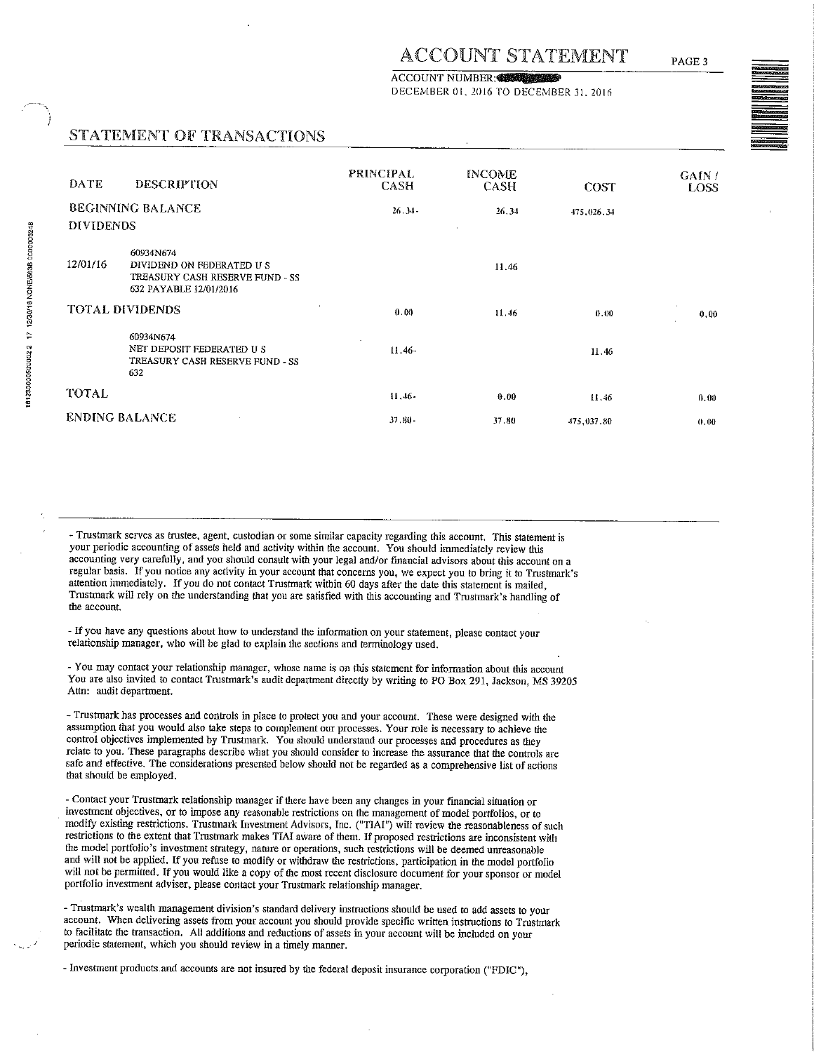# ACCOUNT STATEMENT

ACCOUNT NUMBER:
DECEMBER 01, 2016 TO DECEMBER 31, 2016

## STATEMENT OF TRANSACTIONS

| DATE | DESCRIPTION | PRINCIPAL CASH | INCOME CASH | COST | GAIN / LOSS |
|---|---|---|---|---|---|
| BEGINNING BALANCE | | 26.34- | 26.34 | 475,026.34 | |
| DIVIDENDS | | | | | |
| 12/01/16 | 60934N674 DIVIDEND ON FEDERATED U S TREASURY CASH RESERVE FUND - SS 632 PAYABLE 12/01/2016 | | 11.46 | | |
| TOTAL DIVIDENDS | | 0.00 | 11.46 | 0.00 | 0.00 |
| | 60934N674 NET DEPOSIT FEDERATED U S TREASURY CASH RESERVE FUND - SS 632 | 11.46- | | 11.46 | |
| TOTAL | | 11.46- | 0.00 | 11.46 | 0.00 |
| ENDING BALANCE | | 37.80- | 37.80 | 475,037.80 | 0.00 |

- Trustmark serves as trustee, agent, custodian or some similar capacity regarding this account. This statement is your periodic accounting of assets held and activity within the account. You should immediately review this accounting very carefully, and you should consult with your legal and/or financial advisors about this account on a regular basis. If you notice any activity in your account that concerns you, we expect you to bring it to Trustmark's attention immediately. If you do not contact Trustmark within 60 days after the date this statement is mailed, Trustmark will rely on the understanding that you are satisfied with this accounting and Trustmark's handling of the account.

- If you have any questions about how to understand the information on your statement, please contact your relationship manager, who will be glad to explain the sections and terminology used.

- You may contact your relationship manager, whose name is on this statement for information about this account You are also invited to contact Trustmark's audit department directly by writing to PO Box 291, Jackson, MS 39205 Attn: audit department.

- Trustmark has processes and controls in place to protect you and your account. These were designed with the assumption that you would also take steps to complement our processes. Your role is necessary to achieve the control objectives implemented by Trustmark. You should understand our processes and procedures as they relate to you. These paragraphs describe what you should consider to increase the assurance that the controls are safe and effective. The considerations presented below should not be regarded as a comprehensive list of actions that should be employed.

- Contact your Trustmark relationship manager if there have been any changes in your financial situation or investment objectives, or to impose any reasonable restrictions on the management of model portfolios, or to modify existing restrictions. Trustmark Investment Advisors, Inc. ("TIAI") will review the reasonableness of such restrictions to the extent that Trustmark makes TIAI aware of them. If proposed restrictions are inconsistent with the model portfolio's investment strategy, nature or operations, such restrictions will be deemed unreasonable and will not be applied. If you refuse to modify or withdraw the restrictions, participation in the model portfolio will not be permitted. If you would like a copy of the most recent disclosure document for your sponsor or model portfolio investment adviser, please contact your Trustmark relationship manager.

- Trustmark's wealth management division's standard delivery instructions should be used to add assets to your account. When delivering assets from your account you should provide specific written instructions to Trustmark to facilitate the transaction. All additions and reductions of assets in your account will be included on your periodic statement, which you should review in a timely manner.

- Investment products and accounts are not insured by the federal deposit insurance corporation ("FDIC"),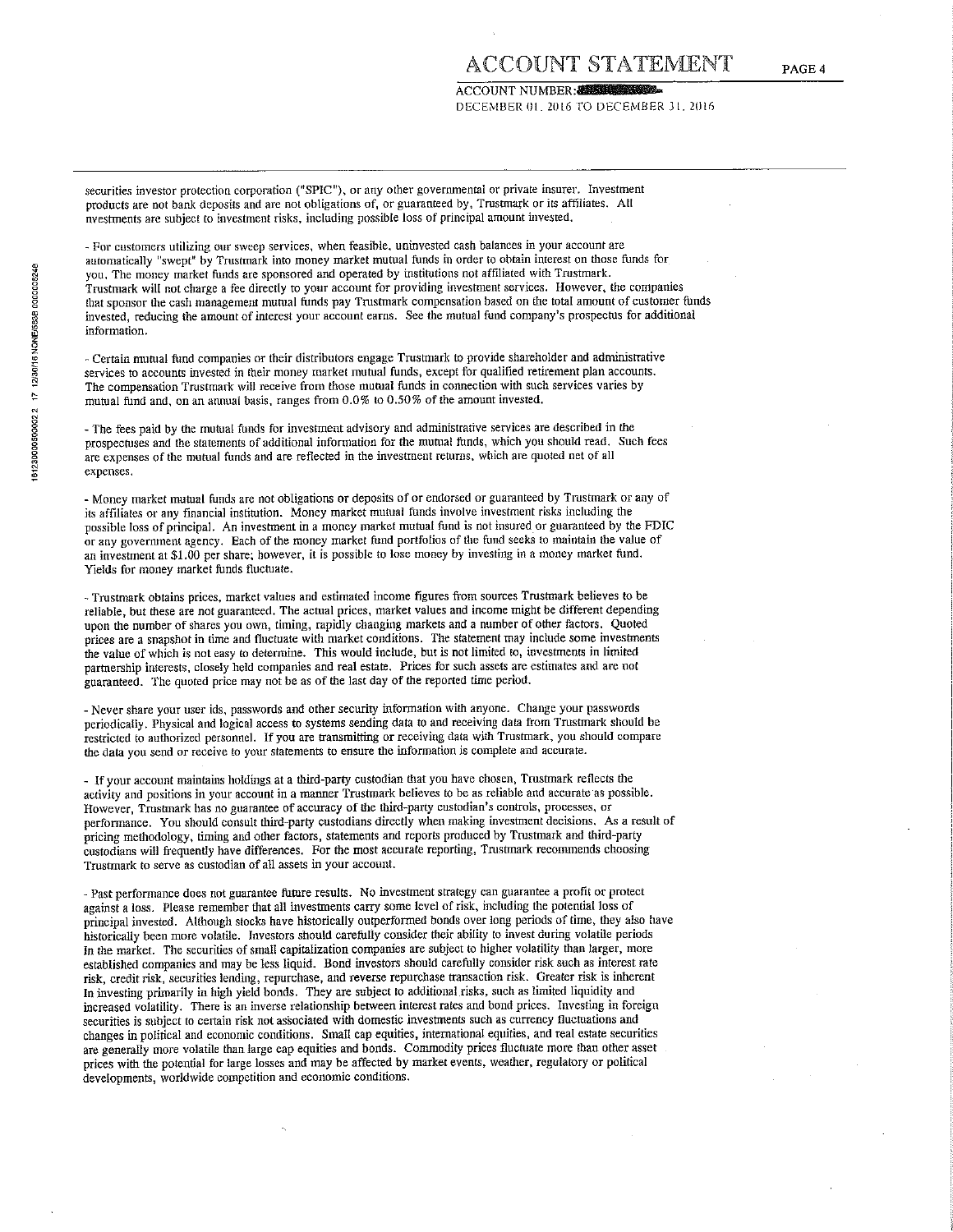securities investor protection corporation ("SPIC"), or any other governmental or private insurer. Investment products are not bank deposits and are not obligations of, or guaranteed by, Trustmark or its affiliates. All nvestments are subject to investment risks, including possible loss of principal amount invested.

- For customers utilizing our sweep services, when feasible, uninvested cash balances in your account are automatically "swept" by Trustmark into money market mutual funds in order to obtain interest on those funds for you. The money market funds are sponsored and operated by institutions not affiliated with Trustmark. Trustmark will not charge a fee directly to your account for providing investment services. However, the companies that sponsor the cash management mutual funds pay Trustmark compensation based on the total amount of customer funds invested, reducing the amount of interest your account earns. See the mutual fund company's prospectus for additional information.

- Certain mutual fund companies or their distributors engage Trustmark to provide shareholder and administrative services to accounts invested in their money market mutual funds, except for qualified retirement plan accounts. The compensation Trustmark will receive from those mutual funds in connection with such services varies by mutual fund and, on an annual basis, ranges from 0.0% to 0.50% of the amount invested.

- The fees paid by the mutual funds for investment advisory and administrative services are described in the prospectuses and the statements of additional information for the mutual funds, which you should read. Such fees are expenses of the mutual funds and are reflected in the investment returns, which are quoted net of all expenses.

- Money market mutual funds are not obligations or deposits of or endorsed or guaranteed by Trustmark or any of its affiliates or any financial institution. Money market mutual funds involve investment risks including the possible loss of principal. An investment in a money market mutual fund is not insured or guaranteed by the FDIC or any government agency. Each of the money market fund portfolios of the fund seeks to maintain the value of an investment at $1.00 per share; however, it is possible to lose money by investing in a money market fund. Yields for money market funds fluctuate.

- Trustmark obtains prices, market values and estimated income figures from sources Trustmark believes to be reliable, but these are not guaranteed. The actual prices, market values and income might be different depending upon the number of shares you own, timing, rapidly changing markets and a number of other factors. Quoted prices are a snapshot in time and fluctuate with market conditions. The statement may include some investments the value of which is not easy to determine. This would include, but is not limited to, investments in limited partnership interests, closely held companies and real estate. Prices for such assets are estimates and are not guaranteed. The quoted price may not be as of the last day of the reported time period.

- Never share your user ids, passwords and other security information with anyone. Change your passwords periodically. Physical and logical access to systems sending data to and receiving data from Trustmark should be restricted to authorized personnel. If you are transmitting or receiving data with Trustmark, you should compare the data you send or receive to your statements to ensure the information is complete and accurate.

- If your account maintains holdings at a third-party custodian that you have chosen, Trustmark reflects the activity and positions in your account in a manner Trustmark believes to be as reliable and accurate as possible. However, Trustmark has no guarantee of accuracy of the third-party custodian's controls, processes, or performance. You should consult third-party custodians directly when making investment decisions. As a result of pricing methodology, timing and other factors, statements and reports produced by Trustmark and third-party custodians will frequently have differences. For the most accurate reporting, Trustmark recommends choosing Trustmark to serve as custodian of all assets in your account.

- Past performance does not guarantee future results. No investment strategy can guarantee a profit or protect against a loss. Please remember that all investments carry some level of risk, including the potential loss of principal invested. Although stocks have historically outperformed bonds over long periods of time, they also have historically been more volatile. Investors should carefully consider their ability to invest during volatile periods in the market. The securities of small capitalization companies are subject to higher volatility than larger, more established companies and may be less liquid. Bond investors should carefully consider risk such as interest rate risk, credit risk, securities lending, repurchase, and reverse repurchase transaction risk. Greater risk is inherent in investing primarily in high yield bonds. They are subject to additional risks, such as limited liquidity and increased volatility. There is an inverse relationship between interest rates and bond prices. Investing in foreign securities is subject to certain risk not associated with domestic investments such as currency fluctuations and changes in political and economic conditions. Small cap equities, international equities, and real estate securities are generally more volatile than large cap equities and bonds. Commodity prices fluctuate more than other asset prices with the potential for large losses and may be affected by market events, weather, regulatory or political developments, worldwide competition and economic conditions.